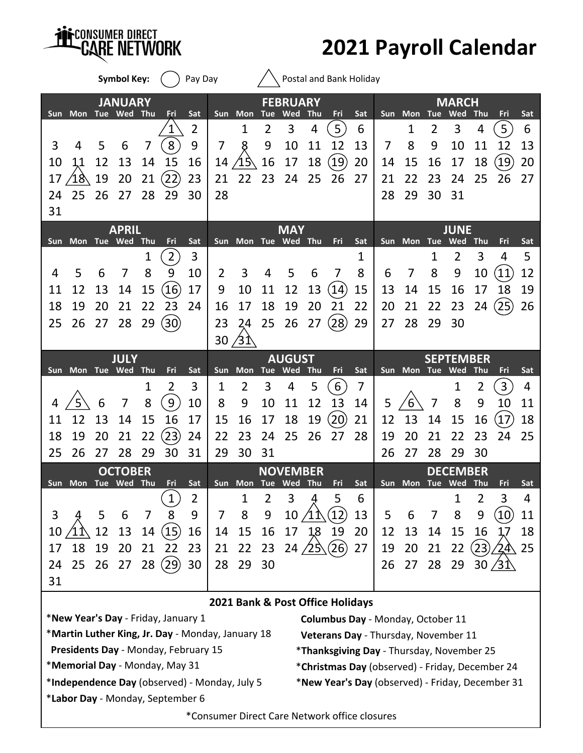CONSUMER DIRECT CARE NETWORK

# 2021 Payroll Calendar

**Symbol Key:** ◯ Pay Day  △ Postal and Bank Holiday

### JANUARY

| Sun | Mon | Tue | Wed | Thu | Fri | Sat |
|---|---|---|---|---|---|---|
| | | | | | 1 △ | 2 |
| 3 | 4 | 5 | 6 | 7 | 8 ◯ | 9 |
| 10 | 11 | 12 | 13 | 14 | 15 | 16 |
| 17 | 18 △ | 19 | 20 | 21 | 22 ◯ | 23 |
| 24 | 25 | 26 | 27 | 28 | 29 | 30 |
| 31 | | | | | | |

### FEBRUARY

| Sun | Mon | Tue | Wed | Thu | Fri | Sat |
|---|---|---|---|---|---|---|
| | 1 | 2 | 3 | 4 | 5 ◯ | 6 |
| 7 | 8 | 9 | 10 | 11 | 12 | 13 |
| 14 | 15 △ | 16 | 17 | 18 | 19 ◯ | 20 |
| 21 | 22 | 23 | 24 | 25 | 26 | 27 |
| 28 | | | | | | |

### MARCH

| Sun | Mon | Tue | Wed | Thu | Fri | Sat |
|---|---|---|---|---|---|---|
| | 1 | 2 | 3 | 4 | 5 ◯ | 6 |
| 7 | 8 | 9 | 10 | 11 | 12 | 13 |
| 14 | 15 | 16 | 17 | 18 | 19 ◯ | 20 |
| 21 | 22 | 23 | 24 | 25 | 26 | 27 |
| 28 | 29 | 30 | 31 | | | |

### APRIL

| Sun | Mon | Tue | Wed | Thu | Fri | Sat |
|---|---|---|---|---|---|---|
| | | | | 1 | 2 ◯ | 3 |
| 4 | 5 | 6 | 7 | 8 | 9 | 10 |
| 11 | 12 | 13 | 14 | 15 | 16 ◯ | 17 |
| 18 | 19 | 20 | 21 | 22 | 23 | 24 |
| 25 | 26 | 27 | 28 | 29 | 30 ◯ | |

### MAY

| Sun | Mon | Tue | Wed | Thu | Fri | Sat |
|---|---|---|---|---|---|---|
| | | | | | | 1 |
| 2 | 3 | 4 | 5 | 6 | 7 | 8 |
| 9 | 10 | 11 | 12 | 13 | 14 ◯ | 15 |
| 16 | 17 | 18 | 19 | 20 | 21 | 22 |
| 23 | 24 | 25 | 26 | 27 | 28 ◯ | 29 |
| 30 | 31 △ | | | | | |

### JUNE

| Sun | Mon | Tue | Wed | Thu | Fri | Sat |
|---|---|---|---|---|---|---|
| | | 1 | 2 | 3 | 4 | 5 |
| 6 | 7 | 8 | 9 | 10 | 11 ◯ | 12 |
| 13 | 14 | 15 | 16 | 17 | 18 | 19 |
| 20 | 21 | 22 | 23 | 24 | 25 ◯ | 26 |
| 27 | 28 | 29 | 30 | | | |

### JULY

| Sun | Mon | Tue | Wed | Thu | Fri | Sat |
|---|---|---|---|---|---|---|
| | | | | 1 | 2 | 3 |
| 4 | 5 △ | 6 | 7 | 8 | 9 ◯ | 10 |
| 11 | 12 | 13 | 14 | 15 | 16 | 17 |
| 18 | 19 | 20 | 21 | 22 | 23 ◯ | 24 |
| 25 | 26 | 27 | 28 | 29 | 30 | 31 |

### AUGUST

| Sun | Mon | Tue | Wed | Thu | Fri | Sat |
|---|---|---|---|---|---|---|
| 1 | 2 | 3 | 4 | 5 | 6 ◯ | 7 |
| 8 | 9 | 10 | 11 | 12 | 13 | 14 |
| 15 | 16 | 17 | 18 | 19 | 20 ◯ | 21 |
| 22 | 23 | 24 | 25 | 26 | 27 | 28 |
| 29 | 30 | 31 | | | | |

### SEPTEMBER

| Sun | Mon | Tue | Wed | Thu | Fri | Sat |
|---|---|---|---|---|---|---|
| | | | 1 | 2 | 3 ◯ | 4 |
| 5 | 6 △ | 7 | 8 | 9 | 10 | 11 |
| 12 | 13 | 14 | 15 | 16 | 17 ◯ | 18 |
| 19 | 20 | 21 | 22 | 23 | 24 | 25 |
| 26 | 27 | 28 | 29 | 30 | | |

### OCTOBER

| Sun | Mon | Tue | Wed | Thu | Fri | Sat |
|---|---|---|---|---|---|---|
| | | | | | 1 ◯ | 2 |
| 3 | 4 | 5 | 6 | 7 | 8 | 9 |
| 10 | 11 △ | 12 | 13 | 14 | 15 ◯ | 16 |
| 17 | 18 | 19 | 20 | 21 | 22 | 23 |
| 24 | 25 | 26 | 27 | 28 | 29 ◯ | 30 |
| 31 | | | | | | |

### NOVEMBER

| Sun | Mon | Tue | Wed | Thu | Fri | Sat |
|---|---|---|---|---|---|---|
| | 1 | 2 | 3 | 4 | 5 | 6 |
| 7 | 8 | 9 | 10 | 11 △ | 12 ◯ | 13 |
| 14 | 15 | 16 | 17 | 18 | 19 | 20 |
| 21 | 22 | 23 | 24 | 25 △ | 26 ◯ | 27 |
| 28 | 29 | 30 | | | | |

### DECEMBER

| Sun | Mon | Tue | Wed | Thu | Fri | Sat |
|---|---|---|---|---|---|---|
| | | | 1 | 2 | 3 | 4 |
| 5 | 6 | 7 | 8 | 9 | 10 ◯ | 11 |
| 12 | 13 | 14 | 15 | 16 | 17 | 18 |
| 19 | 20 | 21 | 22 | 23 ◯ | 24 △ | 25 |
| 26 | 27 | 28 | 29 | 30 | 31 △ | |

## 2021 Bank & Post Office Holidays

*__New Year's Day__ - Friday, January 1

*__Martin Luther King, Jr. Day__ - Monday, January 18

**Presidents Day** - Monday, February 15

*__Memorial Day__ - Monday, May 31

*__Independence Day__ (observed) - Monday, July 5

*__Labor Day__ - Monday, September 6

**Columbus Day** - Monday, October 11

**Veterans Day** - Thursday, November 11

*__Thanksgiving Day__ - Thursday, November 25

*__Christmas Day__ (observed) - Friday, December 24

*__New Year's Day__ (observed) - Friday, December 31

*Consumer Direct Care Network office closures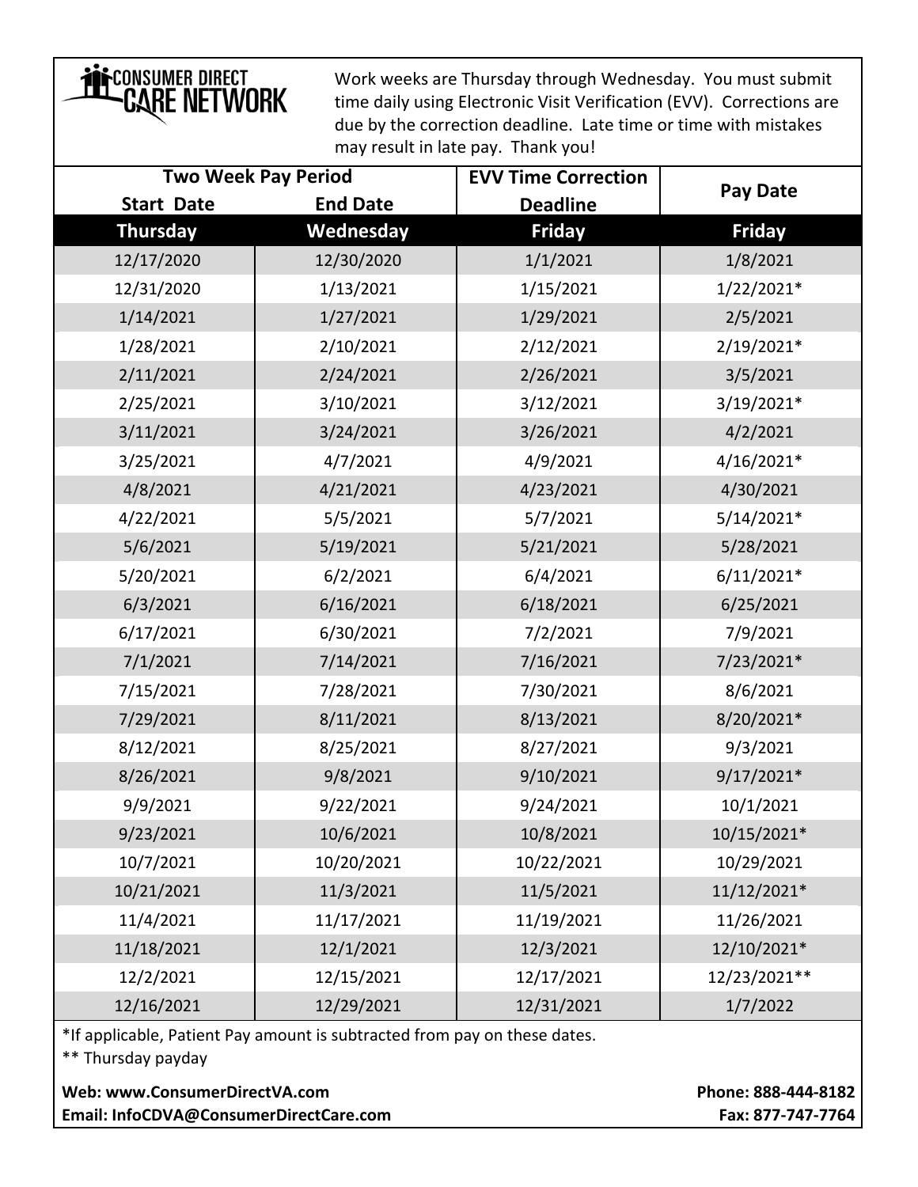CONSUMER DIRECT CARE NETWORK

Work weeks are Thursday through Wednesday. You must submit time daily using Electronic Visit Verification (EVV). Corrections are due by the correction deadline. Late time or time with mistakes may result in late pay. Thank you!

| Two Week Pay Period | | EVV Time Correction | Pay Date |
|---|---|---|---|
| **Start Date** | **End Date** | **Deadline** | |
| **Thursday** | **Wednesday** | **Friday** | **Friday** |
| 12/17/2020 | 12/30/2020 | 1/1/2021 | 1/8/2021 |
| 12/31/2020 | 1/13/2021 | 1/15/2021 | 1/22/2021* |
| 1/14/2021 | 1/27/2021 | 1/29/2021 | 2/5/2021 |
| 1/28/2021 | 2/10/2021 | 2/12/2021 | 2/19/2021* |
| 2/11/2021 | 2/24/2021 | 2/26/2021 | 3/5/2021 |
| 2/25/2021 | 3/10/2021 | 3/12/2021 | 3/19/2021* |
| 3/11/2021 | 3/24/2021 | 3/26/2021 | 4/2/2021 |
| 3/25/2021 | 4/7/2021 | 4/9/2021 | 4/16/2021* |
| 4/8/2021 | 4/21/2021 | 4/23/2021 | 4/30/2021 |
| 4/22/2021 | 5/5/2021 | 5/7/2021 | 5/14/2021* |
| 5/6/2021 | 5/19/2021 | 5/21/2021 | 5/28/2021 |
| 5/20/2021 | 6/2/2021 | 6/4/2021 | 6/11/2021* |
| 6/3/2021 | 6/16/2021 | 6/18/2021 | 6/25/2021 |
| 6/17/2021 | 6/30/2021 | 7/2/2021 | 7/9/2021 |
| 7/1/2021 | 7/14/2021 | 7/16/2021 | 7/23/2021* |
| 7/15/2021 | 7/28/2021 | 7/30/2021 | 8/6/2021 |
| 7/29/2021 | 8/11/2021 | 8/13/2021 | 8/20/2021* |
| 8/12/2021 | 8/25/2021 | 8/27/2021 | 9/3/2021 |
| 8/26/2021 | 9/8/2021 | 9/10/2021 | 9/17/2021* |
| 9/9/2021 | 9/22/2021 | 9/24/2021 | 10/1/2021 |
| 9/23/2021 | 10/6/2021 | 10/8/2021 | 10/15/2021* |
| 10/7/2021 | 10/20/2021 | 10/22/2021 | 10/29/2021 |
| 10/21/2021 | 11/3/2021 | 11/5/2021 | 11/12/2021* |
| 11/4/2021 | 11/17/2021 | 11/19/2021 | 11/26/2021 |
| 11/18/2021 | 12/1/2021 | 12/3/2021 | 12/10/2021* |
| 12/2/2021 | 12/15/2021 | 12/17/2021 | 12/23/2021** |
| 12/16/2021 | 12/29/2021 | 12/31/2021 | 1/7/2022 |

*If applicable, Patient Pay amount is subtracted from pay on these dates.

** Thursday payday

**Web: www.ConsumerDirectVA.com**

**Email: InfoCDVA@ConsumerDirectCare.com**

**Phone: 888-444-8182**

**Fax: 877-747-7764**